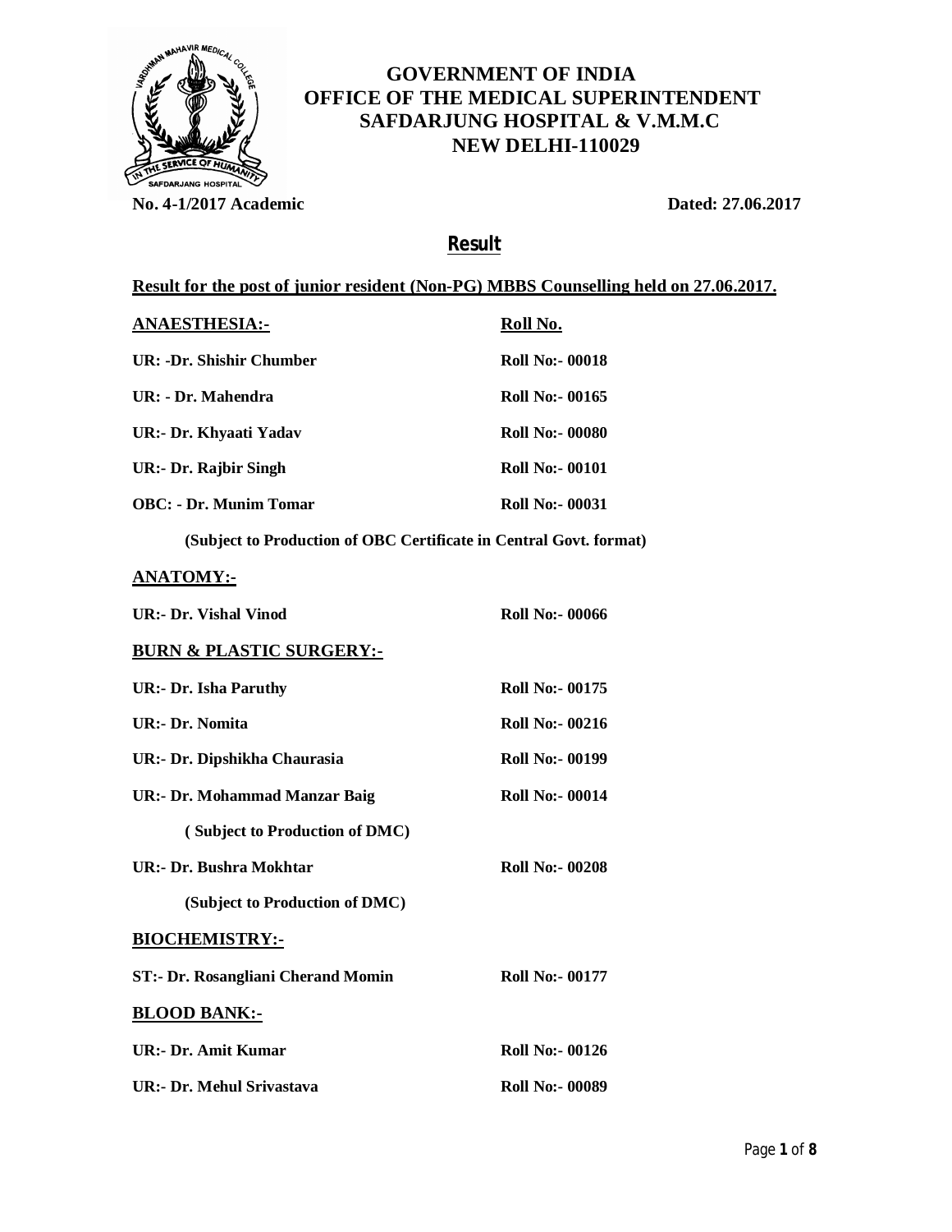**GOVERNMENT OF INDIA**
**OFFICE OF THE MEDICAL SUPERINTENDENT**
**SAFDARJUNG HOSPITAL & V.M.M.C**
**NEW DELHI-110029**

**No. 4-1/2017 Academic** **Dated: 27.06.2017**

# Result

**Result for the post of junior resident (Non-PG) MBBS Counselling held on 27.06.2017.**

| **ANAESTHESIA:-** | **Roll No.** |
|---|---|
| **UR: -Dr. Shishir Chumber** | **Roll No:- 00018** |
| **UR: - Dr. Mahendra** | **Roll No:- 00165** |
| **UR:- Dr. Khyaati Yadav** | **Roll No:- 00080** |
| **UR:- Dr. Rajbir Singh** | **Roll No:- 00101** |
| **OBC: - Dr. Munim Tomar** | **Roll No:- 00031** |

**(Subject to Production of OBC Certificate in Central Govt. format)**

**ANATOMY:-**

| | |
|---|---|
| **UR:- Dr. Vishal Vinod** | **Roll No:- 00066** |

**BURN & PLASTIC SURGERY:-**

| | |
|---|---|
| **UR:- Dr. Isha Paruthy** | **Roll No:- 00175** |
| **UR:- Dr. Nomita** | **Roll No:- 00216** |
| **UR:- Dr. Dipshikha Chaurasia** | **Roll No:- 00199** |
| **UR:- Dr. Mohammad Manzar Baig** | **Roll No:- 00014** |
| **( Subject to Production of DMC)** | |
| **UR:- Dr. Bushra Mokhtar** | **Roll No:- 00208** |
| **(Subject to Production of DMC)** | |

**BIOCHEMISTRY:-**

| | |
|---|---|
| **ST:- Dr. Rosangliani Cherand Momin** | **Roll No:- 00177** |

**BLOOD BANK:-**

| | |
|---|---|
| **UR:- Dr. Amit Kumar** | **Roll No:- 00126** |
| **UR:- Dr. Mehul Srivastava** | **Roll No:- 00089** |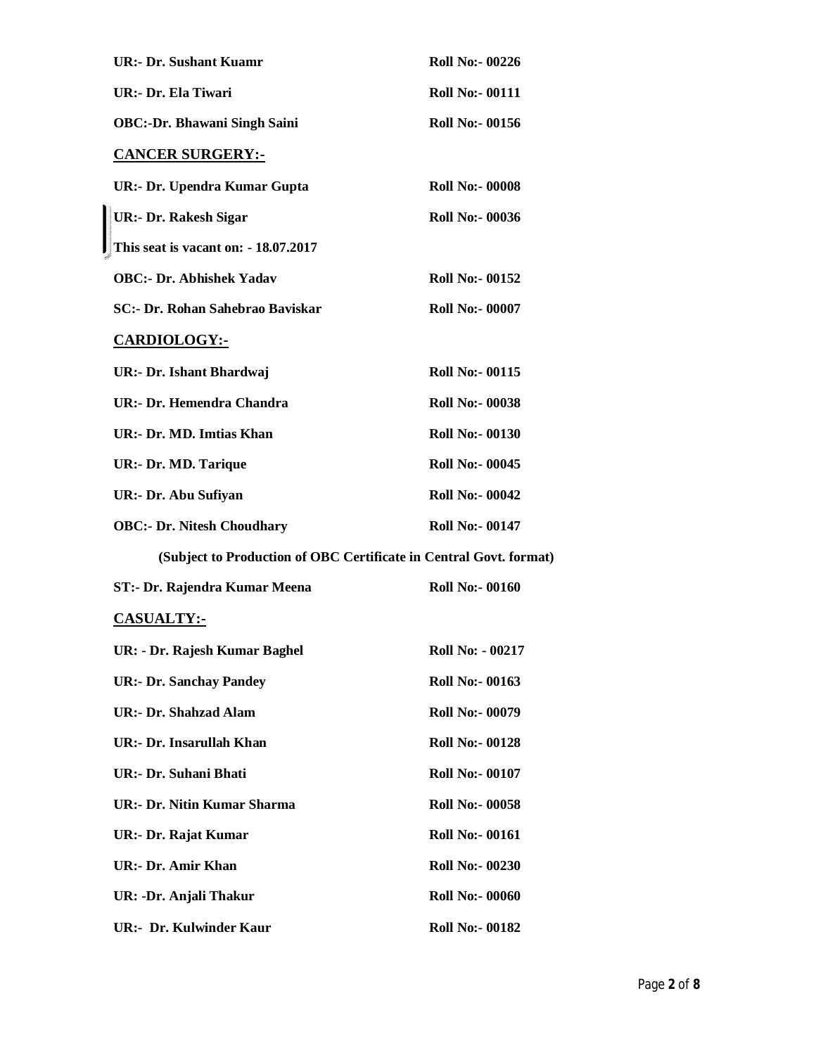**UR:- Dr. Sushant Kuamr** **Roll No:- 00226**

**UR:- Dr. Ela Tiwari** **Roll No:- 00111**

**OBC:-Dr. Bhawani Singh Saini** **Roll No:- 00156**

## CANCER SURGERY:-

**UR:- Dr. Upendra Kumar Gupta** **Roll No:- 00008**

**UR:- Dr. Rakesh Sigar** **Roll No:- 00036**

**This seat is vacant on: - 18.07.2017**

**OBC:- Dr. Abhishek Yadav** **Roll No:- 00152**

**SC:- Dr. Rohan Sahebrao Baviskar** **Roll No:- 00007**

## CARDIOLOGY:-

**UR:- Dr. Ishant Bhardwaj** **Roll No:- 00115**

**UR:- Dr. Hemendra Chandra** **Roll No:- 00038**

**UR:- Dr. MD. Imtias Khan** **Roll No:- 00130**

**UR:- Dr. MD. Tarique** **Roll No:- 00045**

**UR:- Dr. Abu Sufiyan** **Roll No:- 00042**

**OBC:- Dr. Nitesh Choudhary** **Roll No:- 00147**

**(Subject to Production of OBC Certificate in Central Govt. format)**

**ST:- Dr. Rajendra Kumar Meena** **Roll No:- 00160**

## CASUALTY:-

**UR: - Dr. Rajesh Kumar Baghel** **Roll No: - 00217**

**UR:- Dr. Sanchay Pandey** **Roll No:- 00163**

**UR:- Dr. Shahzad Alam** **Roll No:- 00079**

**UR:- Dr. Insarullah Khan** **Roll No:- 00128**

**UR:- Dr. Suhani Bhati** **Roll No:- 00107**

**UR:- Dr. Nitin Kumar Sharma** **Roll No:- 00058**

**UR:- Dr. Rajat Kumar** **Roll No:- 00161**

**UR:- Dr. Amir Khan** **Roll No:- 00230**

**UR: -Dr. Anjali Thakur** **Roll No:- 00060**

**UR:- Dr. Kulwinder Kaur** **Roll No:- 00182**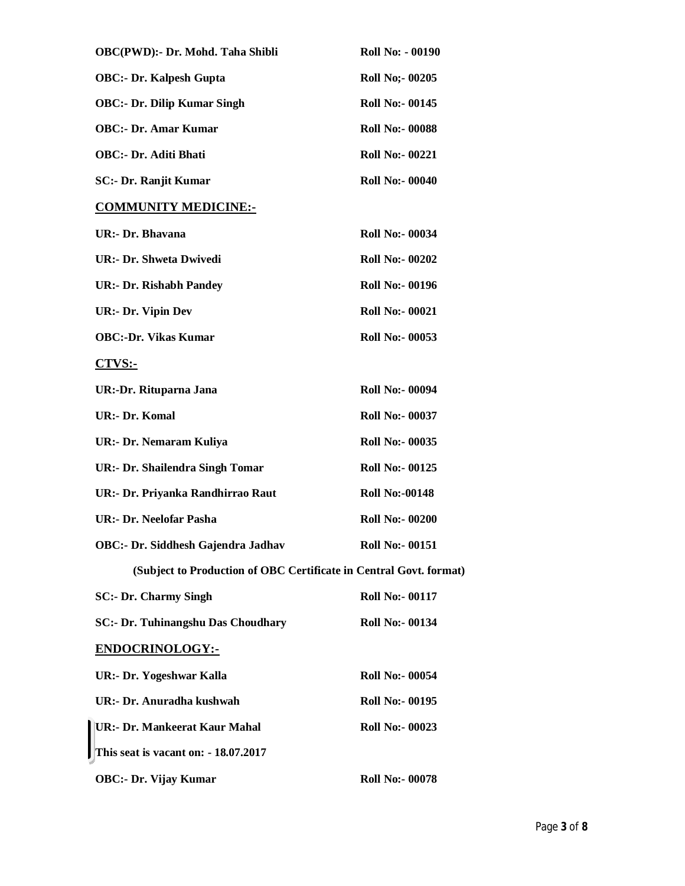**OBC(PWD):- Dr. Mohd. Taha Shibli** **Roll No: - 00190**

**OBC:- Dr. Kalpesh Gupta** **Roll No;- 00205**

**OBC:- Dr. Dilip Kumar Singh** **Roll No:- 00145**

**OBC:- Dr. Amar Kumar** **Roll No:- 00088**

**OBC:- Dr. Aditi Bhati** **Roll No:- 00221**

**SC:- Dr. Ranjit Kumar** **Roll No:- 00040**

## COMMUNITY MEDICINE:-

**UR:- Dr. Bhavana** **Roll No:- 00034**

**UR:- Dr. Shweta Dwivedi** **Roll No:- 00202**

**UR:- Dr. Rishabh Pandey** **Roll No:- 00196**

**UR:- Dr. Vipin Dev** **Roll No:- 00021**

**OBC:-Dr. Vikas Kumar** **Roll No:- 00053**

## CTVS:-

**UR:-Dr. Rituparna Jana** **Roll No:- 00094**

**UR:- Dr. Komal** **Roll No:- 00037**

**UR:- Dr. Nemaram Kuliya** **Roll No:- 00035**

**UR:- Dr. Shailendra Singh Tomar** **Roll No:- 00125**

**UR:- Dr. Priyanka Randhirrao Raut** **Roll No:-00148**

**UR:- Dr. Neelofar Pasha** **Roll No:- 00200**

**OBC:- Dr. Siddhesh Gajendra Jadhav** **Roll No:- 00151**

**(Subject to Production of OBC Certificate in Central Govt. format)**

**SC:- Dr. Charmy Singh** **Roll No:- 00117**

**SC:- Dr. Tuhinangshu Das Choudhary** **Roll No:- 00134**

## ENDOCRINOLOGY:-

**UR:- Dr. Yogeshwar Kalla** **Roll No:- 00054**

**UR:- Dr. Anuradha kushwah** **Roll No:- 00195**

**UR:- Dr. Mankeerat Kaur Mahal** **Roll No:- 00023**

**This seat is vacant on: - 18.07.2017**

**OBC:- Dr. Vijay Kumar** **Roll No:- 00078**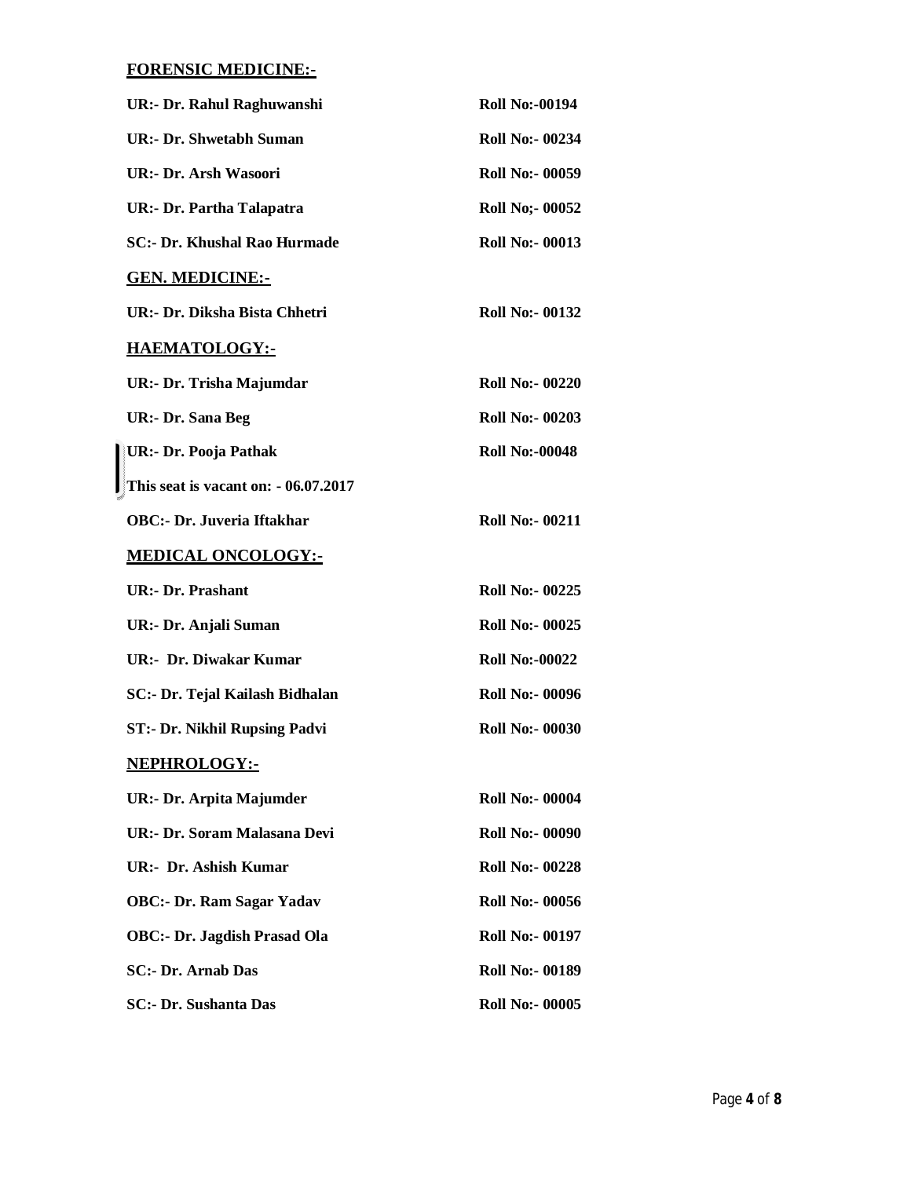## FORENSIC MEDICINE:-

**UR:- Dr. Rahul Raghuwanshi** **Roll No:-00194**

**UR:- Dr. Shwetabh Suman** **Roll No:- 00234**

**UR:- Dr. Arsh Wasoori** **Roll No:- 00059**

**UR:- Dr. Partha Talapatra** **Roll No;- 00052**

**SC:- Dr. Khushal Rao Hurmade** **Roll No:- 00013**

## GEN. MEDICINE:-

**UR:- Dr. Diksha Bista Chhetri** **Roll No:- 00132**

## HAEMATOLOGY:-

**UR:- Dr. Trisha Majumdar** **Roll No:- 00220**

**UR:- Dr. Sana Beg** **Roll No:- 00203**

**UR:- Dr. Pooja Pathak** **Roll No:-00048**

**This seat is vacant on: - 06.07.2017**

**OBC:- Dr. Juveria Iftakhar** **Roll No:- 00211**

## MEDICAL ONCOLOGY:-

**UR:- Dr. Prashant** **Roll No:- 00225**

**UR:- Dr. Anjali Suman** **Roll No:- 00025**

**UR:- Dr. Diwakar Kumar** **Roll No:-00022**

**SC:- Dr. Tejal Kailash Bidhalan** **Roll No:- 00096**

**ST:- Dr. Nikhil Rupsing Padvi** **Roll No:- 00030**

## NEPHROLOGY:-

**UR:- Dr. Arpita Majumder** **Roll No:- 00004**

**UR:- Dr. Soram Malasana Devi** **Roll No:- 00090**

**UR:- Dr. Ashish Kumar** **Roll No:- 00228**

**OBC:- Dr. Ram Sagar Yadav** **Roll No:- 00056**

**OBC:- Dr. Jagdish Prasad Ola** **Roll No:- 00197**

**SC:- Dr. Arnab Das** **Roll No:- 00189**

**SC:- Dr. Sushanta Das** **Roll No:- 00005**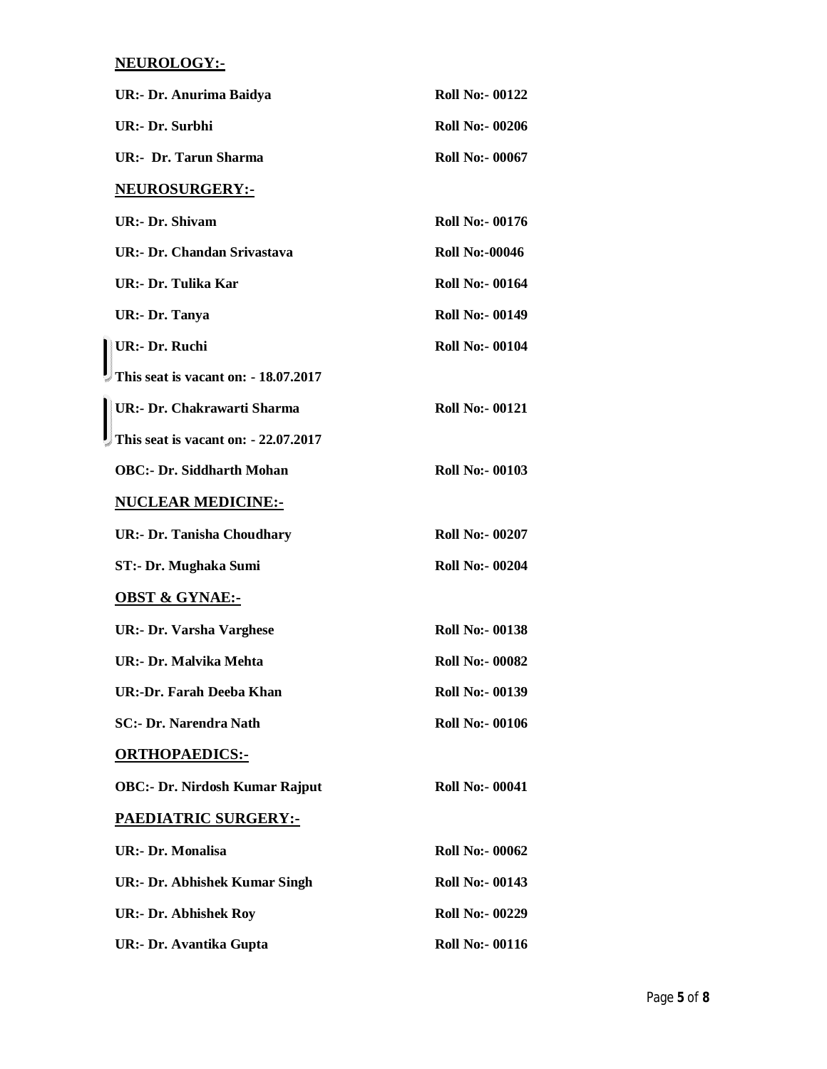**NEUROLOGY:-**

**UR:- Dr. Anurima Baidya** **Roll No:- 00122**

**UR:- Dr. Surbhi** **Roll No:- 00206**

**UR:- Dr. Tarun Sharma** **Roll No:- 00067**

**NEUROSURGERY:-**

**UR:- Dr. Shivam** **Roll No:- 00176**

**UR:- Dr. Chandan Srivastava** **Roll No:-00046**

**UR:- Dr. Tulika Kar** **Roll No:- 00164**

**UR:- Dr. Tanya** **Roll No:- 00149**

**UR:- Dr. Ruchi** **Roll No:- 00104**

**This seat is vacant on: - 18.07.2017**

**UR:- Dr. Chakrawarti Sharma** **Roll No:- 00121**

**This seat is vacant on: - 22.07.2017**

**OBC:- Dr. Siddharth Mohan** **Roll No:- 00103**

**NUCLEAR MEDICINE:-**

**UR:- Dr. Tanisha Choudhary** **Roll No:- 00207**

**ST:- Dr. Mughaka Sumi** **Roll No:- 00204**

**OBST & GYNAE:-**

**UR:- Dr. Varsha Varghese** **Roll No:- 00138**

**UR:- Dr. Malvika Mehta** **Roll No:- 00082**

**UR:-Dr. Farah Deeba Khan** **Roll No:- 00139**

**SC:- Dr. Narendra Nath** **Roll No:- 00106**

**ORTHOPAEDICS:-**

**OBC:- Dr. Nirdosh Kumar Rajput** **Roll No:- 00041**

**PAEDIATRIC SURGERY:-**

**UR:- Dr. Monalisa** **Roll No:- 00062**

**UR:- Dr. Abhishek Kumar Singh** **Roll No:- 00143**

**UR:- Dr. Abhishek Roy** **Roll No:- 00229**

**UR:- Dr. Avantika Gupta** **Roll No:- 00116**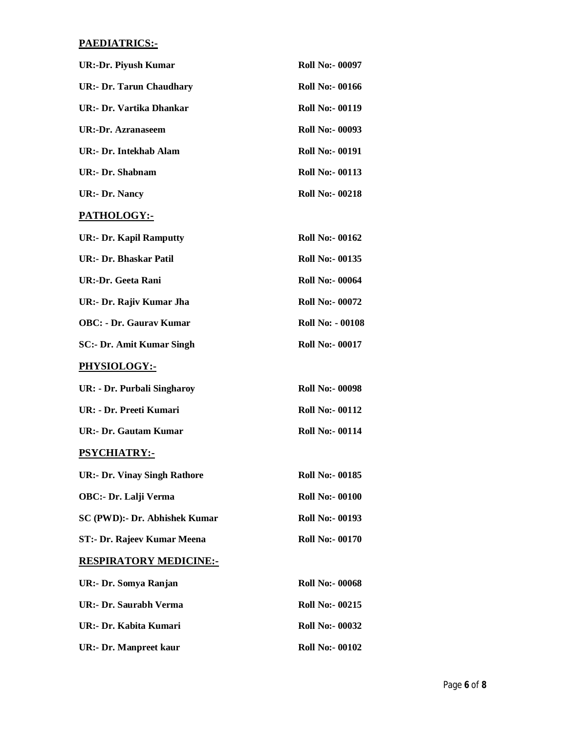**PAEDIATRICS:-**

| | |
|---|---|
| **UR:-Dr. Piyush Kumar** | **Roll No:- 00097** |
| **UR:- Dr. Tarun Chaudhary** | **Roll No:- 00166** |
| **UR:- Dr. Vartika Dhankar** | **Roll No:- 00119** |
| **UR:-Dr. Azranaseem** | **Roll No:- 00093** |
| **UR:- Dr. Intekhab Alam** | **Roll No:- 00191** |
| **UR:- Dr. Shabnam** | **Roll No:- 00113** |
| **UR:- Dr. Nancy** | **Roll No:- 00218** |

**PATHOLOGY:-**

| | |
|---|---|
| **UR:- Dr. Kapil Ramputty** | **Roll No:- 00162** |
| **UR:- Dr. Bhaskar Patil** | **Roll No:- 00135** |
| **UR:-Dr. Geeta Rani** | **Roll No:- 00064** |
| **UR:- Dr. Rajiv Kumar Jha** | **Roll No:- 00072** |
| **OBC: - Dr. Gaurav Kumar** | **Roll No: - 00108** |
| **SC:- Dr. Amit Kumar Singh** | **Roll No:- 00017** |

**PHYSIOLOGY:-**

| | |
|---|---|
| **UR: - Dr. Purbali Singharoy** | **Roll No:- 00098** |
| **UR: - Dr. Preeti Kumari** | **Roll No:- 00112** |
| **UR:- Dr. Gautam Kumar** | **Roll No:- 00114** |

**PSYCHIATRY:-**

| | |
|---|---|
| **UR:- Dr. Vinay Singh Rathore** | **Roll No:- 00185** |
| **OBC:- Dr. Lalji Verma** | **Roll No:- 00100** |
| **SC (PWD):- Dr. Abhishek Kumar** | **Roll No:- 00193** |
| **ST:- Dr. Rajeev Kumar Meena** | **Roll No:- 00170** |

**RESPIRATORY MEDICINE:-**

| | |
|---|---|
| **UR:- Dr. Somya Ranjan** | **Roll No:- 00068** |
| **UR:- Dr. Saurabh Verma** | **Roll No:- 00215** |
| **UR:- Dr. Kabita Kumari** | **Roll No:- 00032** |
| **UR:- Dr. Manpreet kaur** | **Roll No:- 00102** |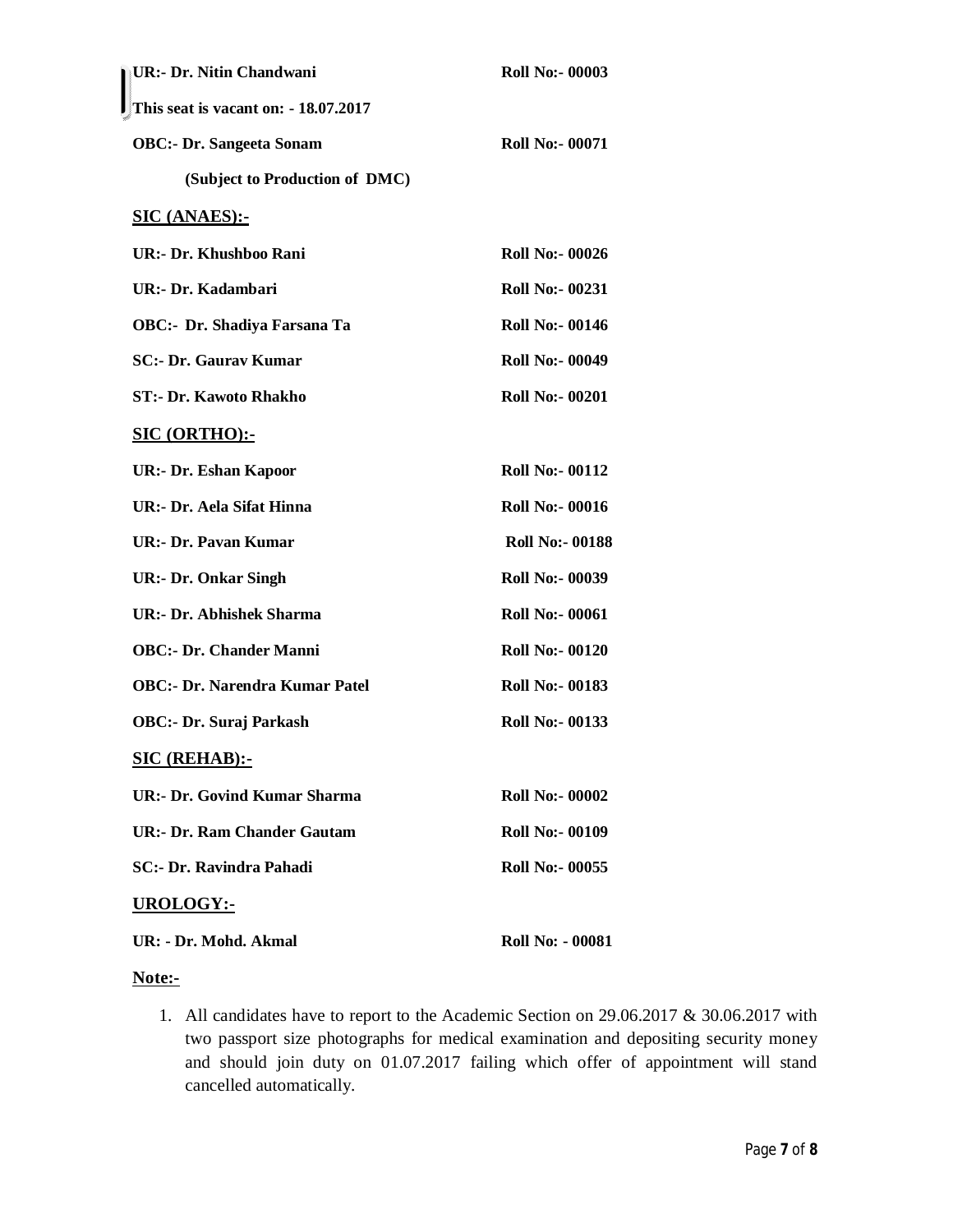**UR:- Dr. Nitin Chandwani** **Roll No:- 00003**

**This seat is vacant on: - 18.07.2017**

**OBC:- Dr. Sangeeta Sonam** **Roll No:- 00071**

**(Subject to Production of DMC)**

**SIC (ANAES):-**

**UR:- Dr. Khushboo Rani** **Roll No:- 00026**

**UR:- Dr. Kadambari** **Roll No:- 00231**

**OBC:- Dr. Shadiya Farsana Ta** **Roll No:- 00146**

**SC:- Dr. Gaurav Kumar** **Roll No:- 00049**

**ST:- Dr. Kawoto Rhakho** **Roll No:- 00201**

**SIC (ORTHO):-**

**UR:- Dr. Eshan Kapoor** **Roll No:- 00112**

**UR:- Dr. Aela Sifat Hinna** **Roll No:- 00016**

**UR:- Dr. Pavan Kumar** **Roll No:- 00188**

**UR:- Dr. Onkar Singh** **Roll No:- 00039**

**UR:- Dr. Abhishek Sharma** **Roll No:- 00061**

**OBC:- Dr. Chander Manni** **Roll No:- 00120**

**OBC:- Dr. Narendra Kumar Patel** **Roll No:- 00183**

**OBC:- Dr. Suraj Parkash** **Roll No:- 00133**

**SIC (REHAB):-**

**UR:- Dr. Govind Kumar Sharma** **Roll No:- 00002**

**UR:- Dr. Ram Chander Gautam** **Roll No:- 00109**

**SC:- Dr. Ravindra Pahadi** **Roll No:- 00055**

**UROLOGY:-**

**UR: - Dr. Mohd. Akmal** **Roll No: - 00081**

**Note:-**

1. All candidates have to report to the Academic Section on 29.06.2017 & 30.06.2017 with two passport size photographs for medical examination and depositing security money and should join duty on 01.07.2017 failing which offer of appointment will stand cancelled automatically.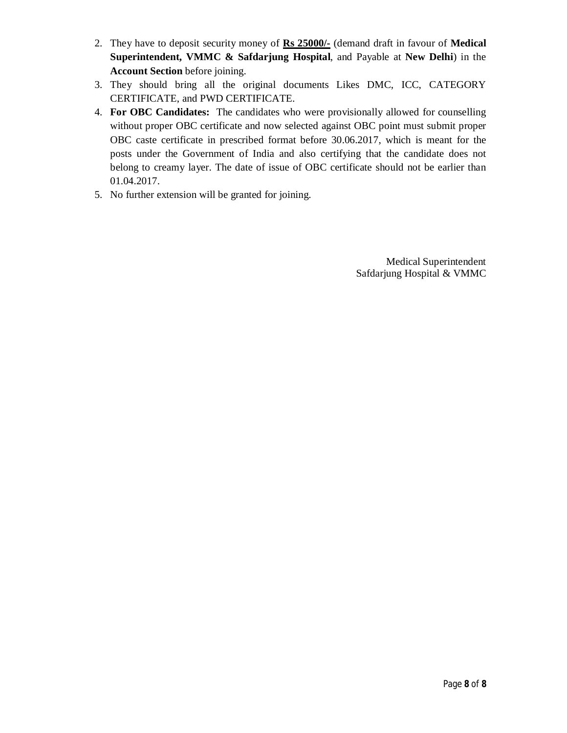2. They have to deposit security money of **<u>Rs 25000/-</u>** (demand draft in favour of **Medical Superintendent, VMMC & Safdarjung Hospital**, and Payable at **New Delhi**) in the **Account Section** before joining.
3. They should bring all the original documents Likes DMC, ICC, CATEGORY CERTIFICATE, and PWD CERTIFICATE.
4. **For OBC Candidates:** The candidates who were provisionally allowed for counselling without proper OBC certificate and now selected against OBC point must submit proper OBC caste certificate in prescribed format before 30.06.2017, which is meant for the posts under the Government of India and also certifying that the candidate does not belong to creamy layer. The date of issue of OBC certificate should not be earlier than 01.04.2017.
5. No further extension will be granted for joining.

Medical Superintendent
Safdarjung Hospital & VMMC